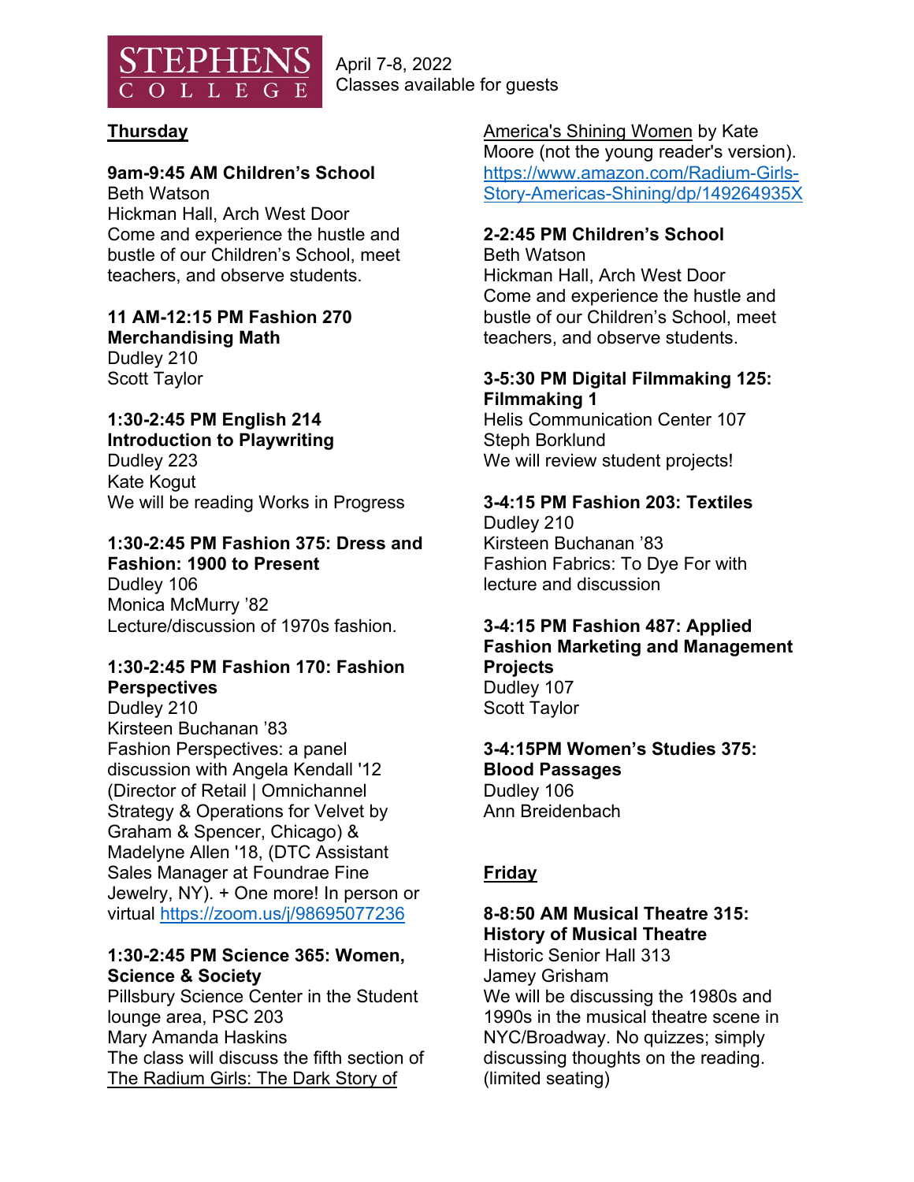STEPHENS COLLEGE

April 7-8, 2022
Classes available for guests

## Thursday

**9am-9:45 AM Children's School**
Beth Watson
Hickman Hall, Arch West Door
Come and experience the hustle and bustle of our Children's School, meet teachers, and observe students.

**11 AM-12:15 PM Fashion 270 Merchandising Math**
Dudley 210
Scott Taylor

**1:30-2:45 PM English 214 Introduction to Playwriting**
Dudley 223
Kate Kogut
We will be reading Works in Progress

**1:30-2:45 PM Fashion 375: Dress and Fashion: 1900 to Present**
Dudley 106
Monica McMurry '82
Lecture/discussion of 1970s fashion.

**1:30-2:45 PM Fashion 170: Fashion Perspectives**
Dudley 210
Kirsteen Buchanan '83
Fashion Perspectives: a panel discussion with Angela Kendall '12 (Director of Retail | Omnichannel Strategy & Operations for Velvet by Graham & Spencer, Chicago) & Madelyne Allen '18, (DTC Assistant Sales Manager at Foundrae Fine Jewelry, NY). + One more! In person or virtual https://zoom.us/j/98695077236

**1:30-2:45 PM Science 365: Women, Science & Society**
Pillsbury Science Center in the Student lounge area, PSC 203
Mary Amanda Haskins
The class will discuss the fifth section of The Radium Girls: The Dark Story of America's Shining Women by Kate Moore (not the young reader's version). https://www.amazon.com/Radium-Girls-Story-Americas-Shining/dp/149264935X

**2-2:45 PM Children's School**
Beth Watson
Hickman Hall, Arch West Door
Come and experience the hustle and bustle of our Children's School, meet teachers, and observe students.

**3-5:30 PM Digital Filmmaking 125: Filmmaking 1**
Helis Communication Center 107
Steph Borklund
We will review student projects!

**3-4:15 PM Fashion 203: Textiles**
Dudley 210
Kirsteen Buchanan '83
Fashion Fabrics: To Dye For with lecture and discussion

**3-4:15 PM Fashion 487: Applied Fashion Marketing and Management Projects**
Dudley 107
Scott Taylor

**3-4:15PM Women's Studies 375: Blood Passages**
Dudley 106
Ann Breidenbach

## Friday

**8-8:50 AM Musical Theatre 315: History of Musical Theatre**
Historic Senior Hall 313
Jamey Grisham
We will be discussing the 1980s and 1990s in the musical theatre scene in NYC/Broadway. No quizzes; simply discussing thoughts on the reading. (limited seating)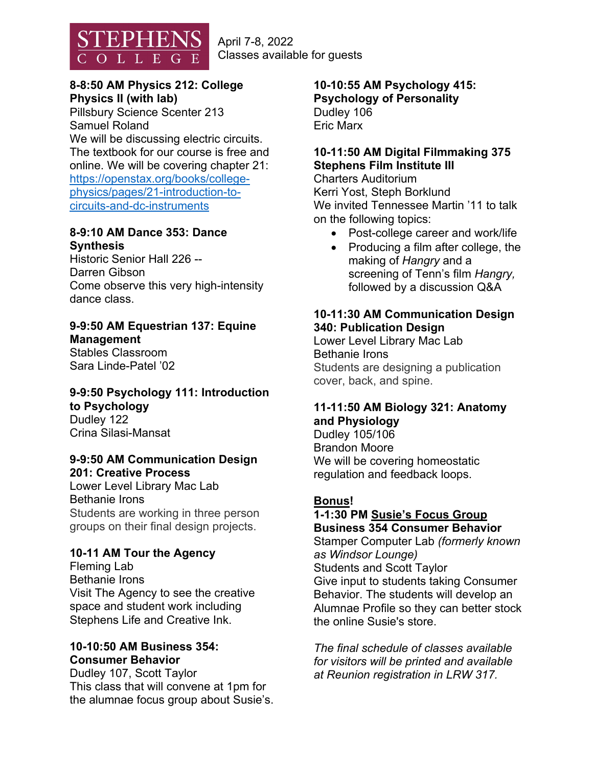**STEPHENS COLLEGE**

April 7-8, 2022
Classes available for guests

**8-8:50 AM Physics 212: College Physics II (with lab)**
Pillsbury Science Scenter 213
Samuel Roland
We will be discussing electric circuits. The textbook for our course is free and online. We will be covering chapter 21: https://openstax.org/books/college-physics/pages/21-introduction-to-circuits-and-dc-instruments

**8-9:10 AM Dance 353: Dance Synthesis**
Historic Senior Hall 226 --
Darren Gibson
Come observe this very high-intensity dance class.

**9-9:50 AM Equestrian 137: Equine Management**
Stables Classroom
Sara Linde-Patel '02

**9-9:50 Psychology 111: Introduction to Psychology**
Dudley 122
Crina Silasi-Mansat

**9-9:50 AM Communication Design 201: Creative Process**
Lower Level Library Mac Lab
Bethanie Irons
Students are working in three person groups on their final design projects.

**10-11 AM Tour the Agency**
Fleming Lab
Bethanie Irons
Visit The Agency to see the creative space and student work including Stephens Life and Creative Ink.

**10-10:50 AM Business 354: Consumer Behavior**
Dudley 107, Scott Taylor
This class that will convene at 1pm for the alumnae focus group about Susie's.

**10-10:55 AM Psychology 415: Psychology of Personality**
Dudley 106
Eric Marx

**10-11:50 AM Digital Filmmaking 375 Stephens Film Institute III**
Charters Auditorium
Kerri Yost, Steph Borklund
We invited Tennessee Martin '11 to talk on the following topics:

- Post-college career and work/life
- Producing a film after college, the making of *Hangry* and a screening of Tenn's film *Hangry,* followed by a discussion Q&A

**10-11:30 AM Communication Design 340: Publication Design**
Lower Level Library Mac Lab
Bethanie Irons
Students are designing a publication cover, back, and spine.

**11-11:50 AM Biology 321: Anatomy and Physiology**
Dudley 105/106
Brandon Moore
We will be covering homeostatic regulation and feedback loops.

**Bonus!**
**1-1:30 PM Susie's Focus Group**
**Business 354 Consumer Behavior**
Stamper Computer Lab *(formerly known as Windsor Lounge)*
Students and Scott Taylor
Give input to students taking Consumer Behavior. The students will develop an Alumnae Profile so they can better stock the online Susie's store.

*The final schedule of classes available for visitors will be printed and available at Reunion registration in LRW 317.*